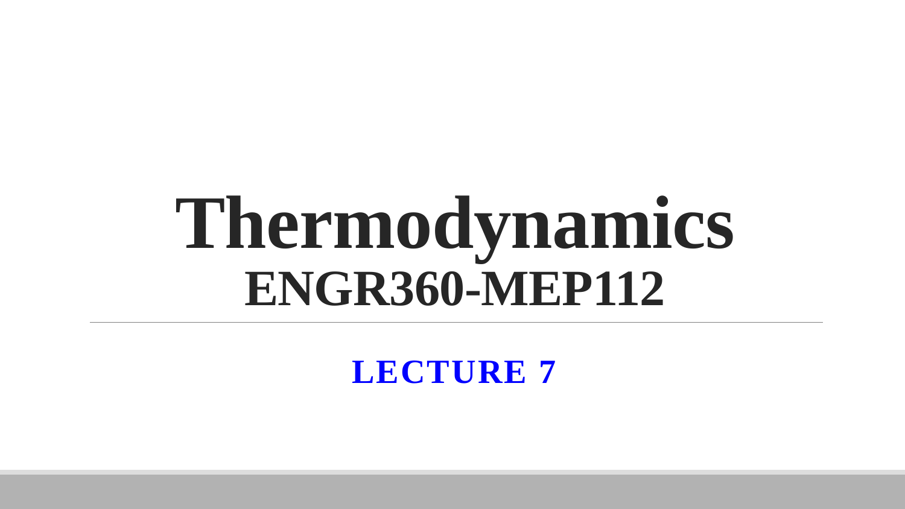# Thermodynamics
# ENGR360-MEP112

## LECTURE 7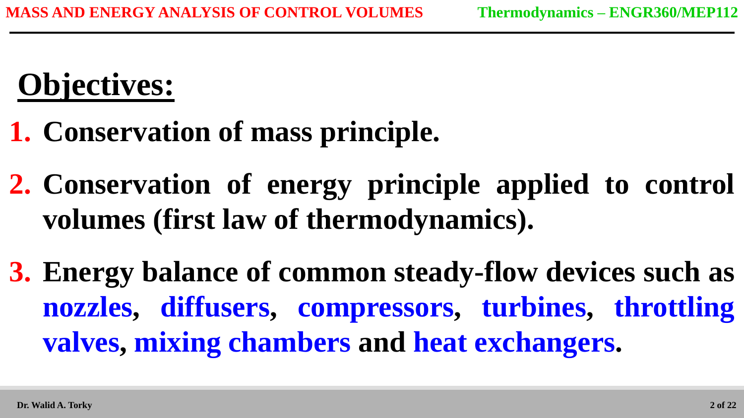# Objectives:

1. **Conservation of mass principle.**
2. **Conservation of energy principle applied to control volumes (first law of thermodynamics).**
3. **Energy balance of common steady-flow devices such as nozzles, diffusers, compressors, turbines, throttling valves, mixing chambers and heat exchangers.**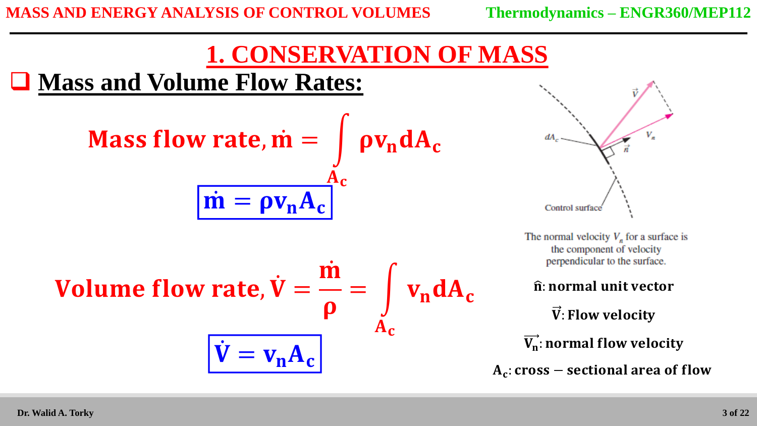# 1. CONSERVATION OF MASS

## Mass and Volume Flow Rates:

$$\text{Mass flow rate, } \dot{m} = \int_{A_c} \rho v_n \, dA_c$$

$$\boxed{\dot{m} = \rho v_n A_c}$$

$$\text{Volume flow rate, } \dot{V} = \frac{\dot{m}}{\rho} = \int_{A_c} v_n \, dA_c$$

$$\boxed{\dot{V} = v_n A_c}$$

The normal velocity $V_n$ for a surface is the component of velocity perpendicular to the surface.

**$\hat{n}$: normal unit vector**

**$\vec{V}$: Flow velocity**

**$\vec{V_n}$: normal flow velocity**

**$A_c$: cross − sectional area of flow**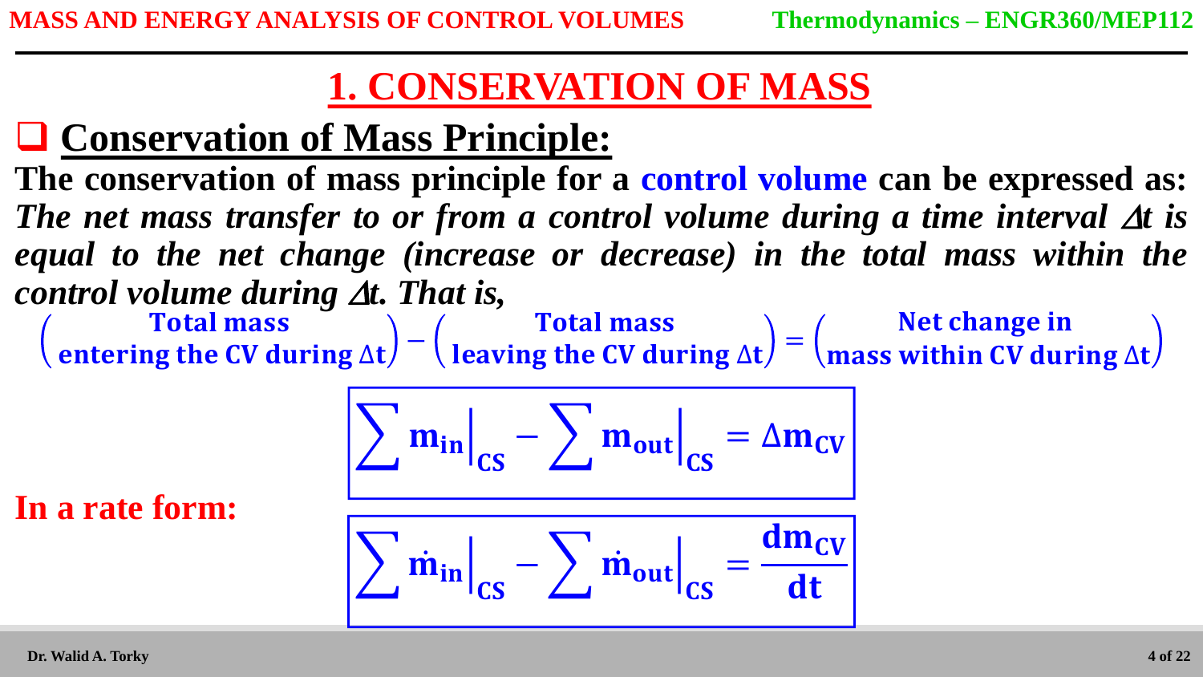# 1. CONSERVATION OF MASS

## Conservation of Mass Principle:

**The conservation of mass principle for a control volume can be expressed as:** ***The net mass transfer to or from a control volume during a time interval $\Delta t$ is equal to the net change (increase or decrease) in the total mass within the control volume during $\Delta t$. That is,***

$$\begin{pmatrix}\text{Total mass} \\ \text{entering the CV during } \Delta t\end{pmatrix} - \begin{pmatrix}\text{Total mass} \\ \text{leaving the CV during } \Delta t\end{pmatrix} = \begin{pmatrix}\text{Net change in} \\ \text{mass within CV during } \Delta t\end{pmatrix}$$

$$\sum m_{in}\Big|_{CS} - \sum m_{out}\Big|_{CS} = \Delta m_{CV}$$

**In a rate form:**

$$\sum \dot{m}_{in}\Big|_{CS} - \sum \dot{m}_{out}\Big|_{CS} = \frac{dm_{CV}}{dt}$$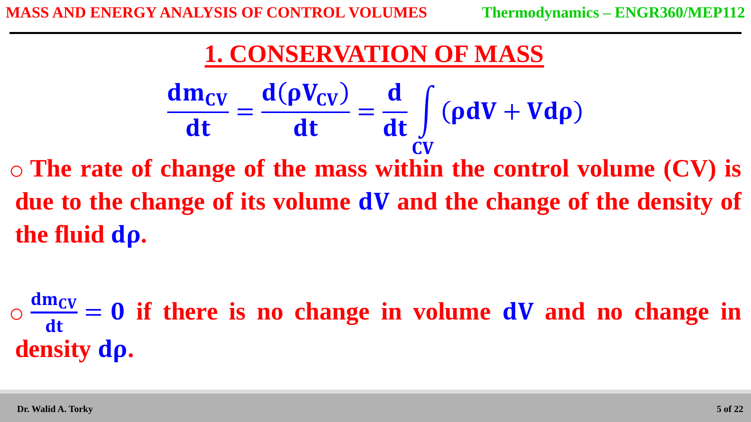# 1. CONSERVATION OF MASS

$$\frac{dm_{CV}}{dt} = \frac{d(\rho V_{CV})}{dt} = \frac{d}{dt}\int_{CV} (\rho dV + V d\rho)$$

- The rate of change of the mass within the control volume (CV) is due to the change of its volume $dV$ and the change of the density of the fluid $d\rho$.

- $\frac{dm_{CV}}{dt} = 0$ if there is no change in volume $dV$ and no change in density $d\rho$.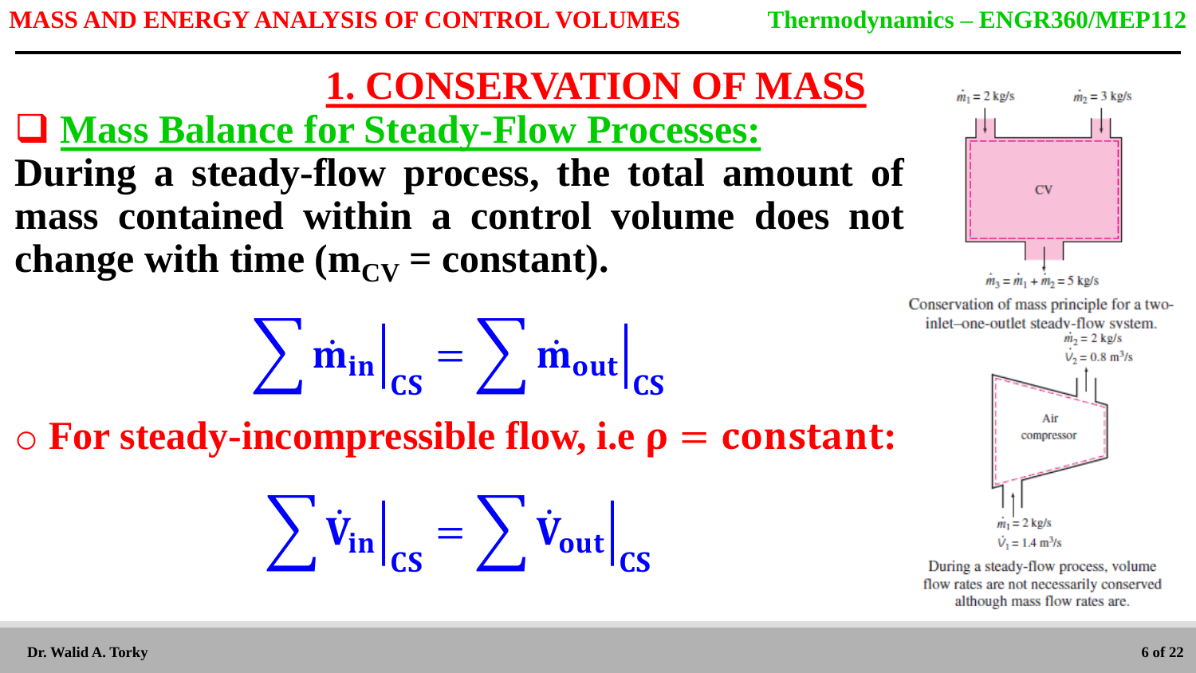# 1. CONSERVATION OF MASS

## Mass Balance for Steady-Flow Processes:

**During a steady-flow process, the total amount of mass contained within a control volume does not change with time ($m_{CV}$ = constant).**

$$\sum \dot{m}_{in}\Big|_{CS} = \sum \dot{m}_{out}\Big|_{CS}$$

- **For steady-incompressible flow, i.e $\rho$ = constant:**

$$\sum \dot{V}_{in}\Big|_{CS} = \sum \dot{V}_{out}\Big|_{CS}$$

$\dot{m}_1 = 2$ kg/s, $\dot{m}_2 = 3$ kg/s, CV, $\dot{m}_3 = \dot{m}_1 + \dot{m}_2 = 5$ kg/s

Conservation of mass principle for a two-inlet–one-outlet steady-flow system.

$\dot{m}_2 = 2$ kg/s, $\dot{V}_2 = 0.8$ m$^3$/s, Air compressor, $\dot{m}_1 = 2$ kg/s, $\dot{V}_1 = 1.4$ m$^3$/s

During a steady-flow process, volume flow rates are not necessarily conserved although mass flow rates are.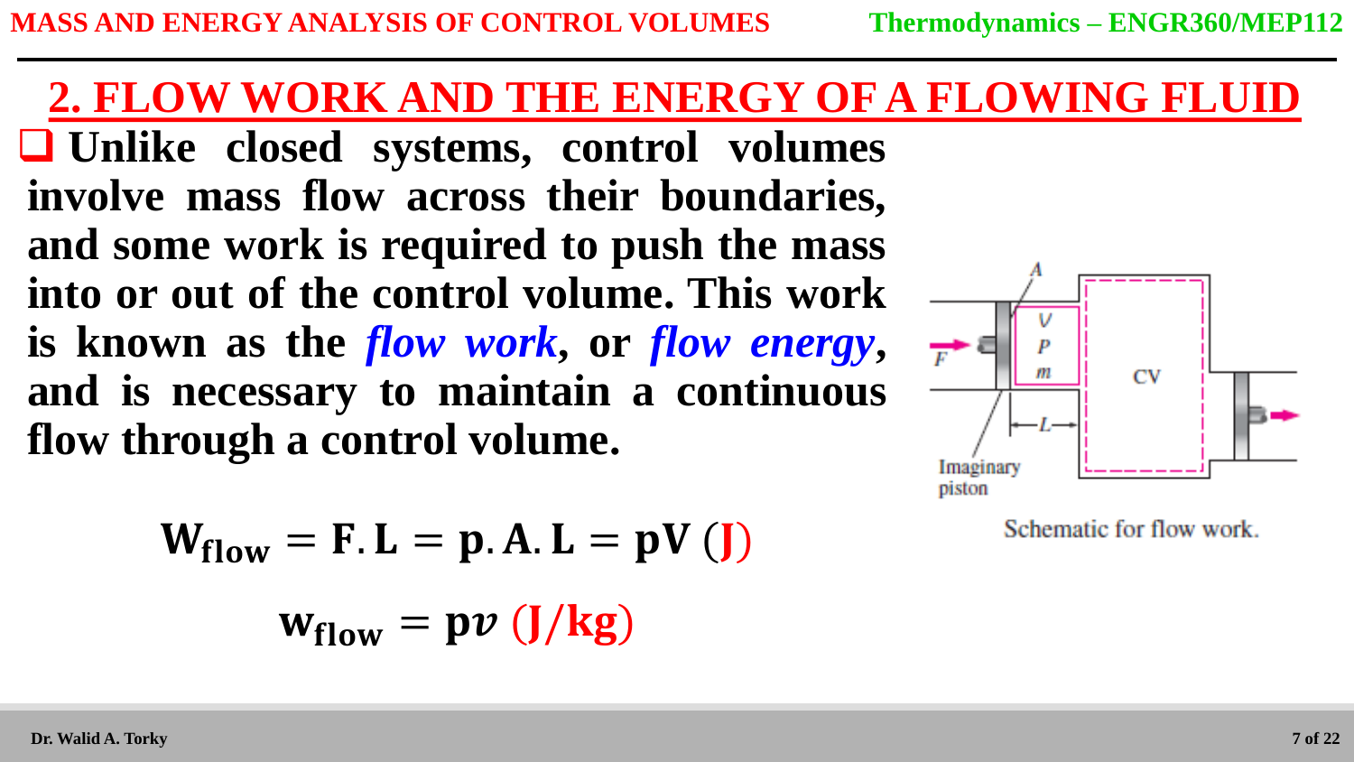## 2. FLOW WORK AND THE ENERGY OF A FLOWING FLUID

- **Unlike closed systems, control volumes involve mass flow across their boundaries, and some work is required to push the mass into or out of the control volume. This work is known as the *flow work*, or *flow energy*, and is necessary to maintain a continuous flow through a control volume.**

Schematic for flow work.

$$\mathbf{W_{flow} = F.L = p.A.L = pV\ (J)}$$

$$\mathbf{w_{flow} = p}v\ \mathbf{(J/kg)}$$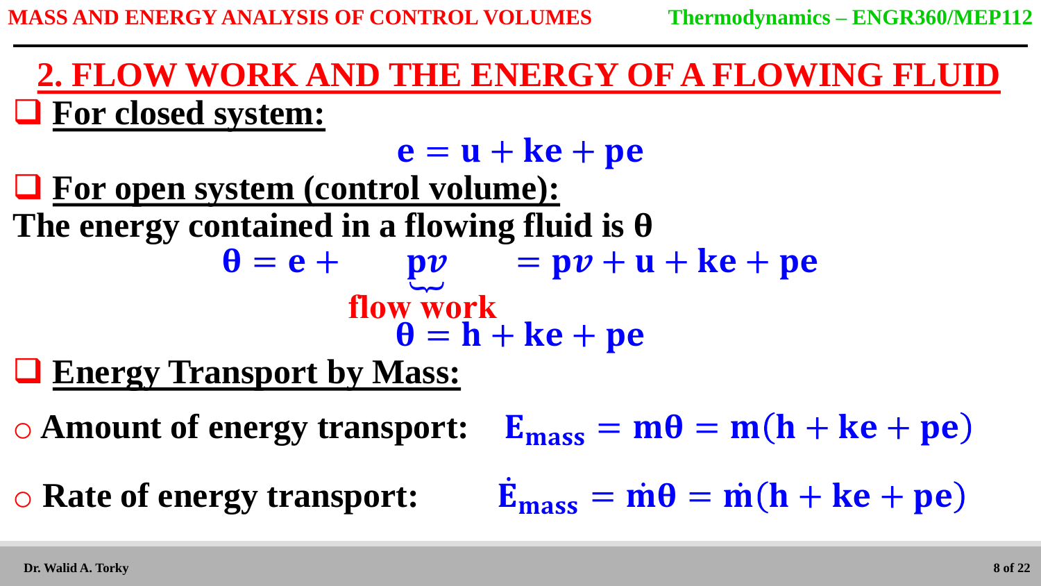## 2. FLOW WORK AND THE ENERGY OF A FLOWING FLUID

- **For closed system:**

$$e = u + ke + pe$$

- **For open system (control volume):**

**The energy contained in a flowing fluid is θ**

$$\theta = e + \underbrace{pv}_{\text{flow work}} = pv + u + ke + pe$$

$$\theta = h + ke + pe$$

- **Energy Transport by Mass:**
  - **Amount of energy transport:** $E_{mass} = m\theta = m(h + ke + pe)$
  - **Rate of energy transport:** $\dot{E}_{mass} = \dot{m}\theta = \dot{m}(h + ke + pe)$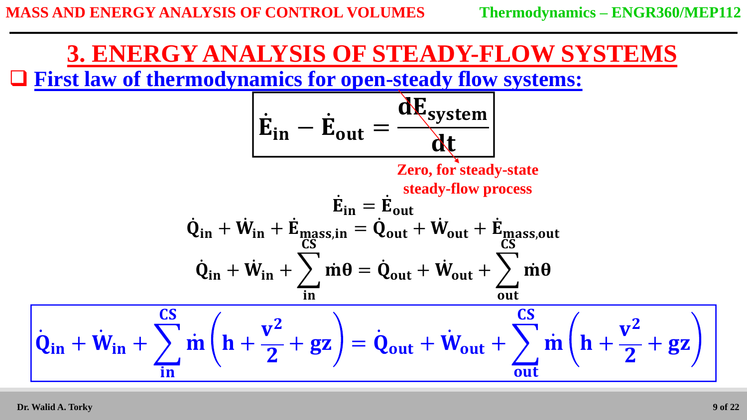# 3. ENERGY ANALYSIS OF STEADY-FLOW SYSTEMS

## First law of thermodynamics for open-steady flow systems:

$$\dot{E}_{in} - \dot{E}_{out} = \frac{dE_{system}}{dt}$$

Zero, for steady-state steady-flow process

$$\dot{E}_{in} = \dot{E}_{out}$$

$$\dot{Q}_{in} + \dot{W}_{in} + \dot{E}_{\underset{CS}{mass,in}} = \dot{Q}_{out} + \dot{W}_{out} + \dot{E}_{\underset{CS}{mass,out}}$$

$$\dot{Q}_{in} + \dot{W}_{in} + \sum_{in} \dot{m}\theta = \dot{Q}_{out} + \dot{W}_{out} + \sum_{out} \dot{m}\theta$$

$$\dot{Q}_{in} + \dot{W}_{in} + \sum_{in}^{CS} \dot{m}\left(h + \frac{v^2}{2} + gz\right) = \dot{Q}_{out} + \dot{W}_{out} + \sum_{out}^{CS} \dot{m}\left(h + \frac{v^2}{2} + gz\right)$$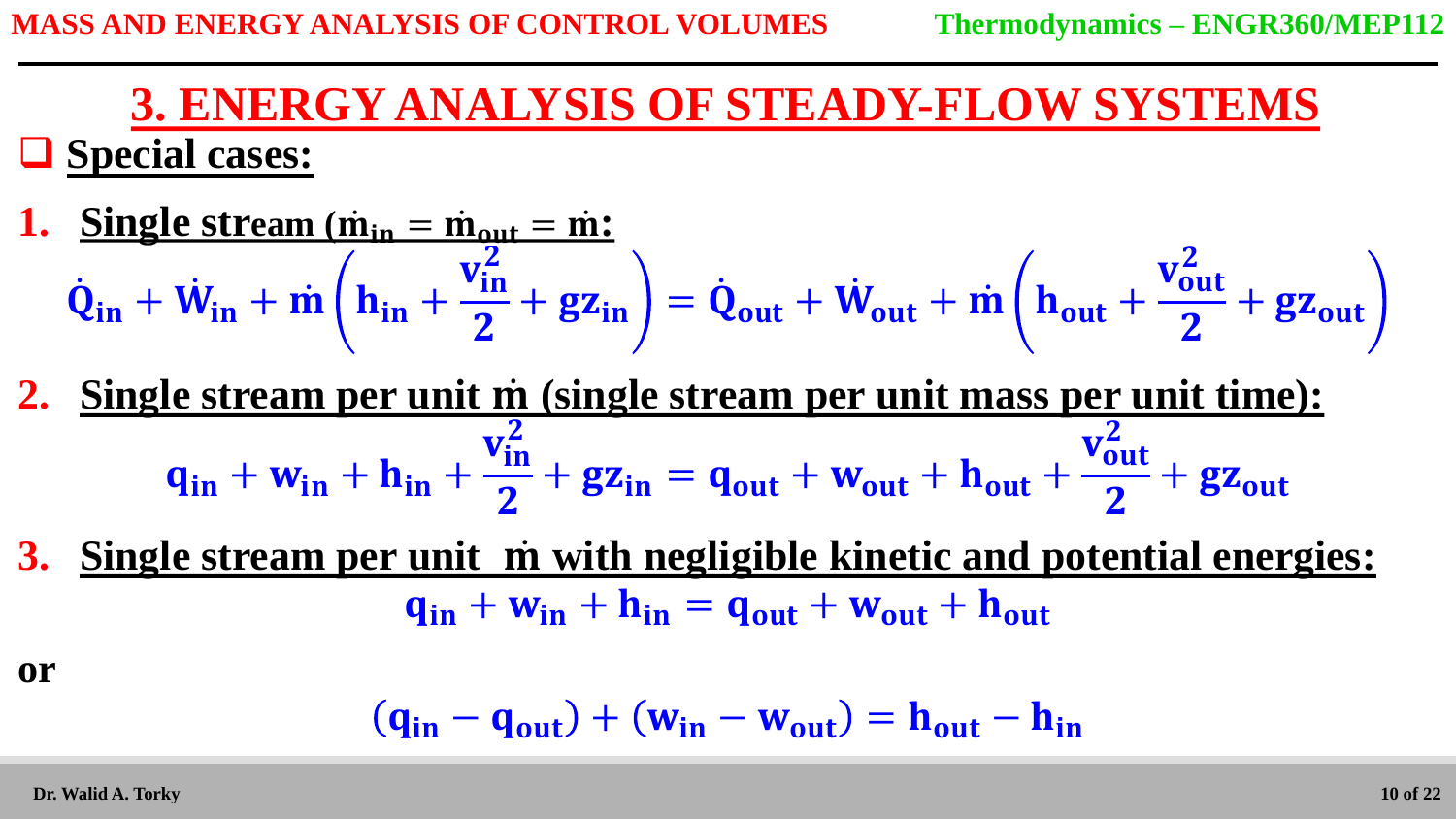# 3. ENERGY ANALYSIS OF STEADY-FLOW SYSTEMS

## Special cases:

1. **Single stream ($\dot{m}_{in} = \dot{m}_{out} = \dot{m}$:**

$$\dot{Q}_{in} + \dot{W}_{in} + \dot{m}\left(h_{in} + \frac{v_{in}^2}{2} + gz_{in}\right) = \dot{Q}_{out} + \dot{W}_{out} + \dot{m}\left(h_{out} + \frac{v_{out}^2}{2} + gz_{out}\right)$$

2. **Single stream per unit $\dot{m}$ (single stream per unit mass per unit time):**

$$q_{in} + w_{in} + h_{in} + \frac{v_{in}^2}{2} + gz_{in} = q_{out} + w_{out} + h_{out} + \frac{v_{out}^2}{2} + gz_{out}$$

3. **Single stream per unit $\dot{m}$ with negligible kinetic and potential energies:**

$$q_{in} + w_{in} + h_{in} = q_{out} + w_{out} + h_{out}$$

**or**

$$(q_{in} - q_{out}) + (w_{in} - w_{out}) = h_{out} - h_{in}$$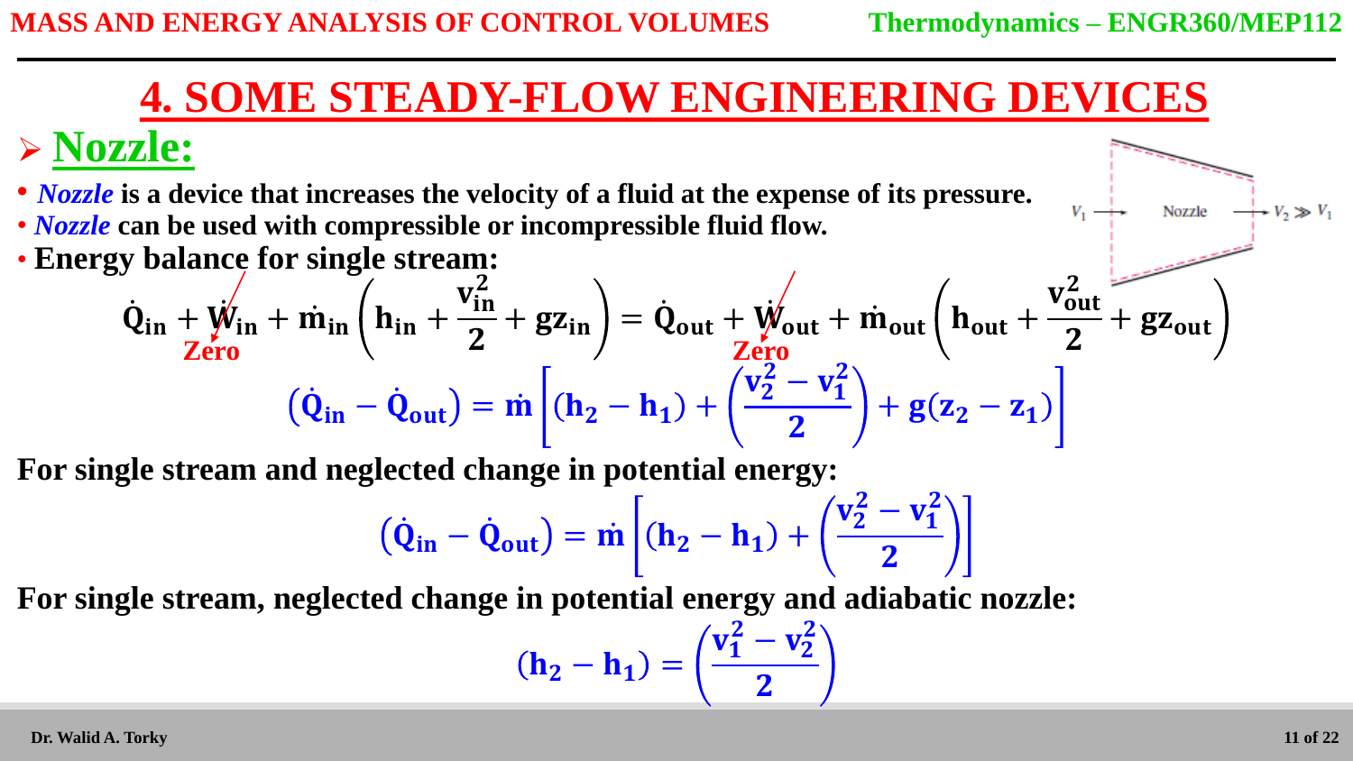# 4. SOME STEADY-FLOW ENGINEERING DEVICES

## ➢ Nozzle:

- *Nozzle* is a device that increases the velocity of a fluid at the expense of its pressure.
- *Nozzle* can be used with compressible or incompressible fluid flow.
- Energy balance for single stream:

$$\dot{Q}_{in} + \dot{W}_{in} + \dot{m}_{in}\left(h_{in} + \frac{v_{in}^2}{2} + gz_{in}\right) = \dot{Q}_{out} + \dot{W}_{out} + \dot{m}_{out}\left(h_{out} + \frac{v_{out}^2}{2} + gz_{out}\right)$$

($\dot{W}_{in}$: Zero, $\dot{W}_{out}$: Zero)

$$\left(\dot{Q}_{in} - \dot{Q}_{out}\right) = \dot{m}\left[(h_2 - h_1) + \left(\frac{v_2^2 - v_1^2}{2}\right) + g(z_2 - z_1)\right]$$

**For single stream and neglected change in potential energy:**

$$\left(\dot{Q}_{in} - \dot{Q}_{out}\right) = \dot{m}\left[(h_2 - h_1) + \left(\frac{v_2^2 - v_1^2}{2}\right)\right]$$

**For single stream, neglected change in potential energy and adiabatic nozzle:**

$$(h_2 - h_1) = \left(\frac{v_1^2 - v_2^2}{2}\right)$$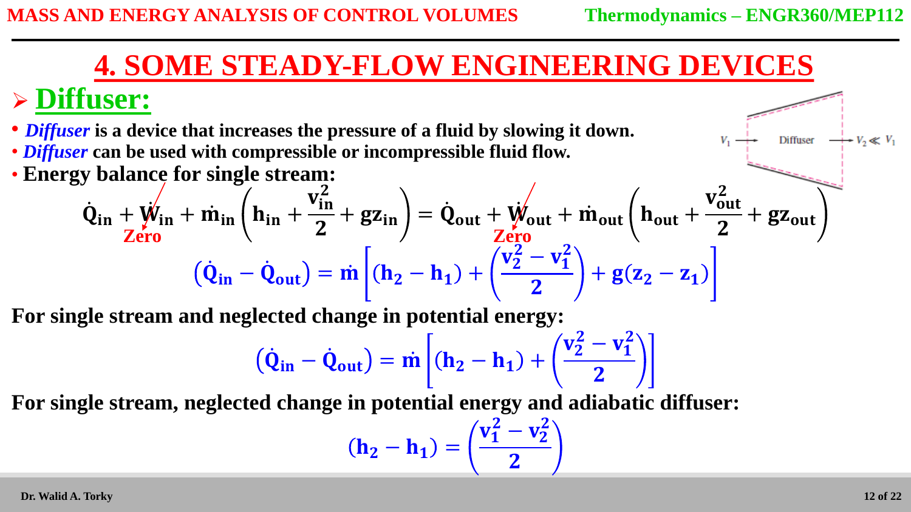# 4. SOME STEADY-FLOW ENGINEERING DEVICES

## Diffuser:

- ***Diffuser*** **is a device that increases the pressure of a fluid by slowing it down.**
- ***Diffuser*** **can be used with compressible or incompressible fluid flow.**
- **Energy balance for single stream:**

$$\dot{Q}_{in} + \dot{W}_{in} + \dot{m}_{in}\left(h_{in} + \frac{v_{in}^2}{2} + gz_{in}\right) = \dot{Q}_{out} + \dot{W}_{out} + \dot{m}_{out}\left(h_{out} + \frac{v_{out}^2}{2} + gz_{out}\right)$$

($\dot{W}_{in}$: Zero, $\dot{W}_{out}$: Zero)

$$\left(\dot{Q}_{in} - \dot{Q}_{out}\right) = \dot{m}\left[(h_2 - h_1) + \left(\frac{v_2^2 - v_1^2}{2}\right) + g(z_2 - z_1)\right]$$

**For single stream and neglected change in potential energy:**

$$\left(\dot{Q}_{in} - \dot{Q}_{out}\right) = \dot{m}\left[(h_2 - h_1) + \left(\frac{v_2^2 - v_1^2}{2}\right)\right]$$

**For single stream, neglected change in potential energy and adiabatic diffuser:**

$$(h_2 - h_1) = \left(\frac{v_1^2 - v_2^2}{2}\right)$$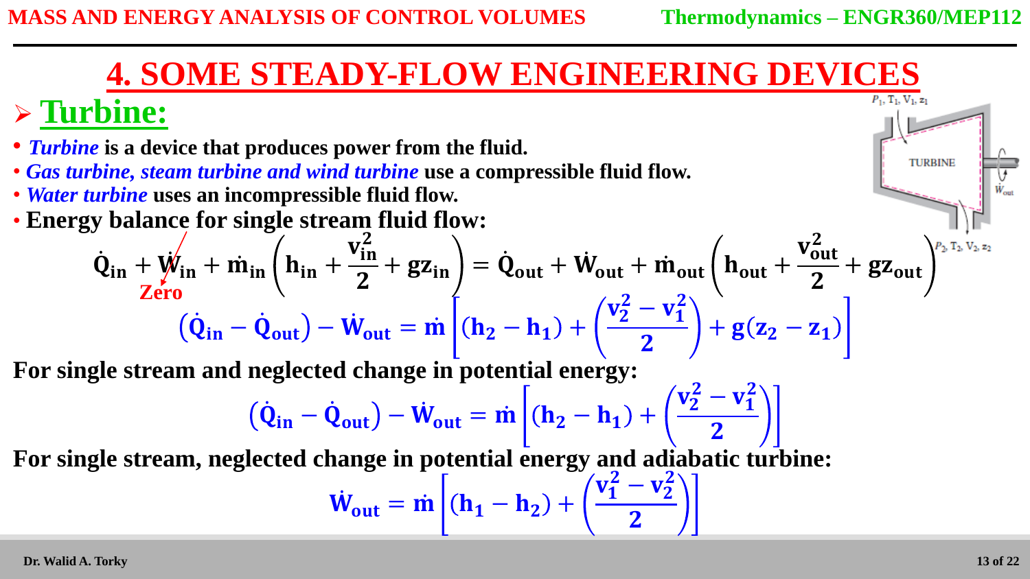# 4. SOME STEADY-FLOW ENGINEERING DEVICES

## ➢ Turbine:

- ***Turbine*** **is a device that produces power from the fluid.**
- ***Gas turbine, steam turbine and wind turbine*** **use a compressible fluid flow.**
- ***Water turbine*** **uses an incompressible fluid flow.**
- **Energy balance for single stream fluid flow:**

$$\dot{Q}_{in} + \dot{W}_{in} + \dot{m}_{in}\left(h_{in} + \frac{v_{in}^2}{2} + gz_{in}\right) = \dot{Q}_{out} + \dot{W}_{out} + \dot{m}_{out}\left(h_{out} + \frac{v_{out}^2}{2} + gz_{out}\right)$$

($\dot{W}_{in}$: Zero)

$$\left(\dot{Q}_{in} - \dot{Q}_{out}\right) - \dot{W}_{out} = \dot{m}\left[(h_2 - h_1) + \left(\frac{v_2^2 - v_1^2}{2}\right) + g(z_2 - z_1)\right]$$

**For single stream and neglected change in potential energy:**

$$\left(\dot{Q}_{in} - \dot{Q}_{out}\right) - \dot{W}_{out} = \dot{m}\left[(h_2 - h_1) + \left(\frac{v_2^2 - v_1^2}{2}\right)\right]$$

**For single stream, neglected change in potential energy and adiabatic turbine:**

$$\dot{W}_{out} = \dot{m}\left[(h_1 - h_2) + \left(\frac{v_1^2 - v_2^2}{2}\right)\right]$$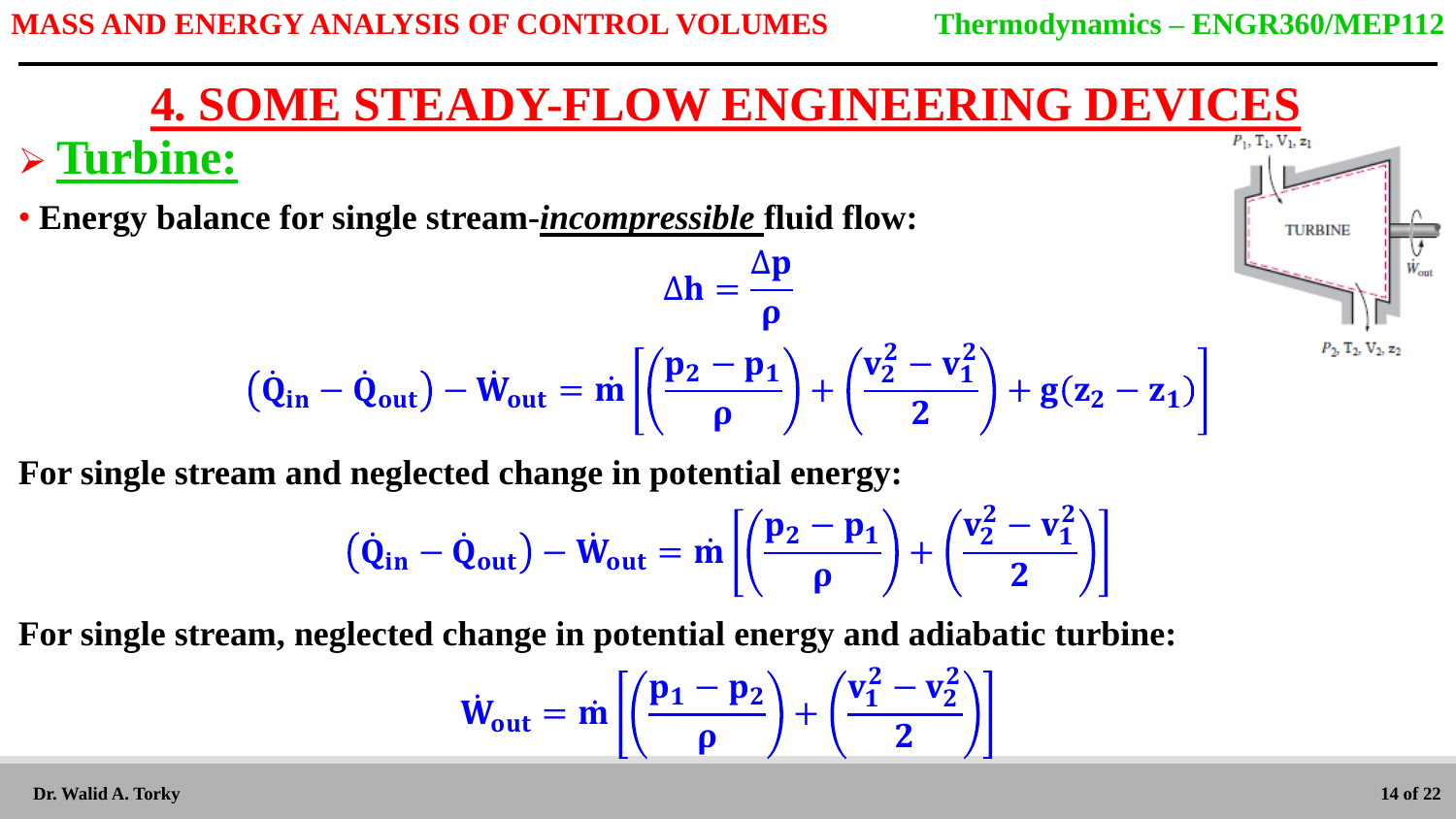# 4. SOME STEADY-FLOW ENGINEERING DEVICES

## ➢ Turbine:

- **Energy balance for single stream-*incompressible* fluid flow:**

$$\Delta h = \frac{\Delta p}{\rho}$$

$$\left(\dot{Q}_{in} - \dot{Q}_{out}\right) - \dot{W}_{out} = \dot{m}\left[\left(\frac{p_2 - p_1}{\rho}\right) + \left(\frac{v_2^2 - v_1^2}{2}\right) + g(z_2 - z_1)\right]$$

**For single stream and neglected change in potential energy:**

$$\left(\dot{Q}_{in} - \dot{Q}_{out}\right) - \dot{W}_{out} = \dot{m}\left[\left(\frac{p_2 - p_1}{\rho}\right) + \left(\frac{v_2^2 - v_1^2}{2}\right)\right]$$

**For single stream, neglected change in potential energy and adiabatic turbine:**

$$\dot{W}_{out} = \dot{m}\left[\left(\frac{p_1 - p_2}{\rho}\right) + \left(\frac{v_1^2 - v_2^2}{2}\right)\right]$$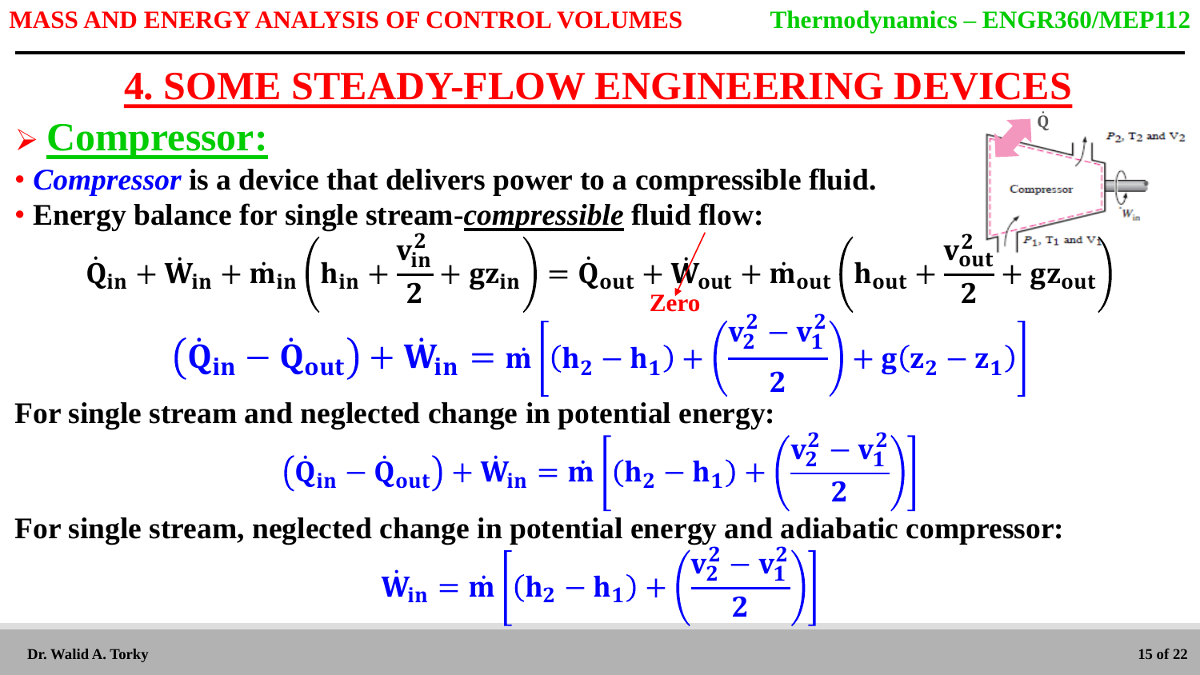# 4. SOME STEADY-FLOW ENGINEERING DEVICES

## Compressor:

- ***Compressor*** **is a device that delivers power to a compressible fluid.**
- **Energy balance for single stream-*compressible* fluid flow:**

$$\dot{Q}_{in} + \dot{W}_{in} + \dot{m}_{in}\left(h_{in} + \frac{v_{in}^2}{2} + gz_{in}\right) = \dot{Q}_{out} + \dot{W}_{out} + \dot{m}_{out}\left(h_{out} + \frac{v_{out}^2}{2} + gz_{out}\right)$$

($\dot{W}_{out}$: Zero)

$$\left(\dot{Q}_{in} - \dot{Q}_{out}\right) + \dot{W}_{in} = \dot{m}\left[(h_2 - h_1) + \left(\frac{v_2^2 - v_1^2}{2}\right) + g(z_2 - z_1)\right]$$

**For single stream and neglected change in potential energy:**

$$\left(\dot{Q}_{in} - \dot{Q}_{out}\right) + \dot{W}_{in} = \dot{m}\left[(h_2 - h_1) + \left(\frac{v_2^2 - v_1^2}{2}\right)\right]$$

**For single stream, neglected change in potential energy and adiabatic compressor:**

$$\dot{W}_{in} = \dot{m}\left[(h_2 - h_1) + \left(\frac{v_2^2 - v_1^2}{2}\right)\right]$$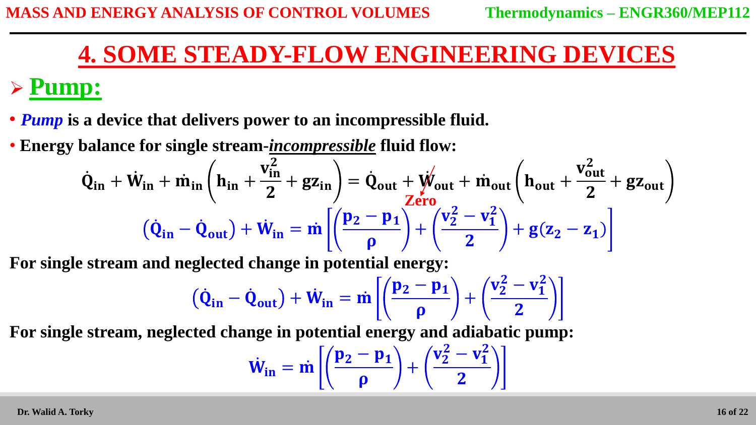# 4. SOME STEADY-FLOW ENGINEERING DEVICES

## ➢ Pump:

- ***Pump*** **is a device that delivers power to an incompressible fluid.**
- **Energy balance for single stream-*incompressible* fluid flow:**

$$\dot{Q}_{in} + \dot{W}_{in} + \dot{m}_{in}\left(h_{in} + \frac{v_{in}^2}{2} + gz_{in}\right) = \dot{Q}_{out} + \dot{W}_{out} + \dot{m}_{out}\left(h_{out} + \frac{v_{out}^2}{2} + gz_{out}\right)$$

(Zero: $\dot{W}_{out}$)

$$\left(\dot{Q}_{in} - \dot{Q}_{out}\right) + \dot{W}_{in} = \dot{m}\left[\left(\frac{p_2 - p_1}{\rho}\right) + \left(\frac{v_2^2 - v_1^2}{2}\right) + g(z_2 - z_1)\right]$$

**For single stream and neglected change in potential energy:**

$$\left(\dot{Q}_{in} - \dot{Q}_{out}\right) + \dot{W}_{in} = \dot{m}\left[\left(\frac{p_2 - p_1}{\rho}\right) + \left(\frac{v_2^2 - v_1^2}{2}\right)\right]$$

**For single stream, neglected change in potential energy and adiabatic pump:**

$$\dot{W}_{in} = \dot{m}\left[\left(\frac{p_2 - p_1}{\rho}\right) + \left(\frac{v_2^2 - v_1^2}{2}\right)\right]$$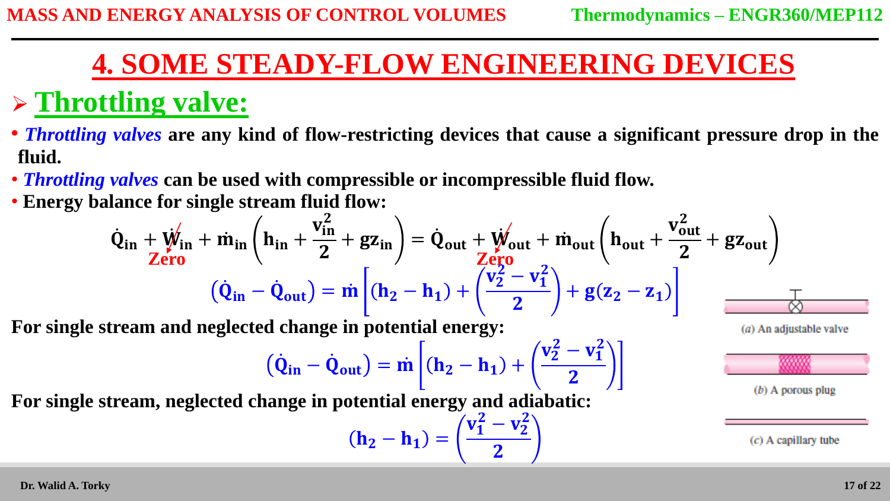# 4. SOME STEADY-FLOW ENGINEERING DEVICES

## ➢ Throttling valve:

- ***Throttling valves*** **are any kind of flow-restricting devices that cause a significant pressure drop in the fluid.**
- ***Throttling valves*** **can be used with compressible or incompressible fluid flow.**
- **Energy balance for single stream fluid flow:**

$$\dot{Q}_{in} + \dot{W}_{in} + \dot{m}_{in}\left(h_{in} + \frac{v_{in}^2}{2} + gz_{in}\right) = \dot{Q}_{out} + \dot{W}_{out} + \dot{m}_{out}\left(h_{out} + \frac{v_{out}^2}{2} + gz_{out}\right)$$

($\dot{W}_{in}$: Zero, $\dot{W}_{out}$: Zero)

$$\left(\dot{Q}_{in} - \dot{Q}_{out}\right) = \dot{m}\left[(h_2 - h_1) + \left(\frac{v_2^2 - v_1^2}{2}\right) + g(z_2 - z_1)\right]$$

**For single stream and neglected change in potential energy:**

$$\left(\dot{Q}_{in} - \dot{Q}_{out}\right) = \dot{m}\left[(h_2 - h_1) + \left(\frac{v_2^2 - v_1^2}{2}\right)\right]$$

**For single stream, neglected change in potential energy and adiabatic:**

$$(h_2 - h_1) = \left(\frac{v_1^2 - v_2^2}{2}\right)$$

(a) An adjustable valve

(b) A porous plug

(c) A capillary tube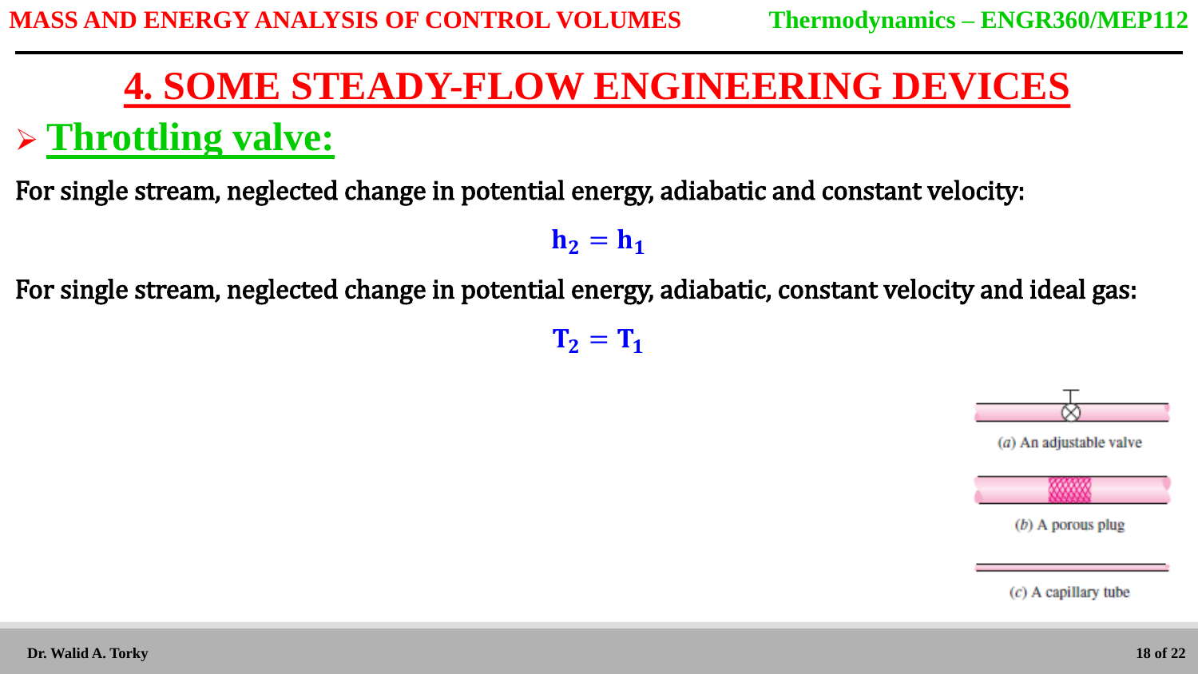# 4. SOME STEADY-FLOW ENGINEERING DEVICES

## Throttling valve:

For single stream, neglected change in potential energy, adiabatic and constant velocity:

$$h_2 = h_1$$

For single stream, neglected change in potential energy, adiabatic, constant velocity and ideal gas:

$$T_2 = T_1$$

(a) An adjustable valve

(b) A porous plug

(c) A capillary tube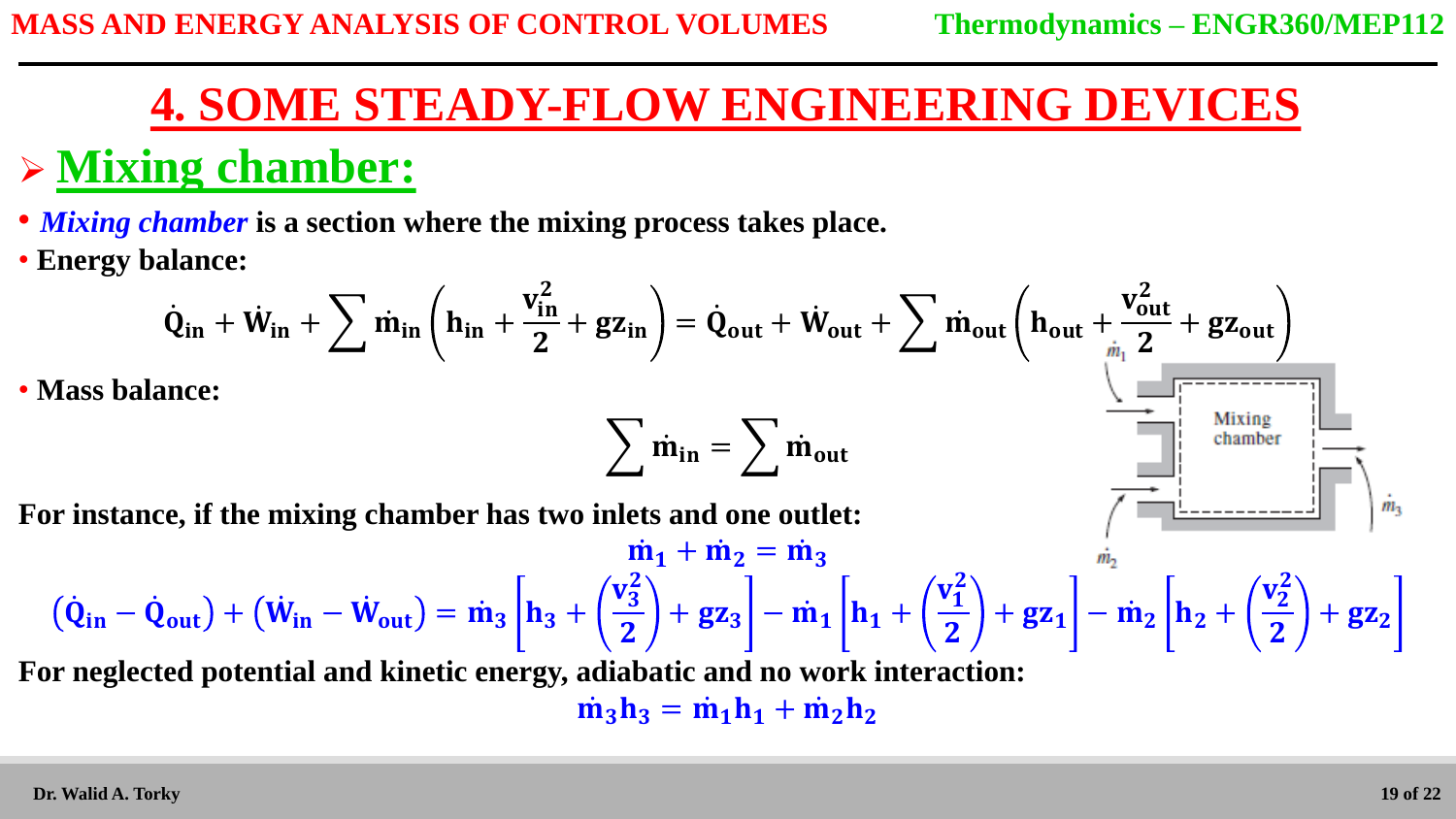# 4. SOME STEADY-FLOW ENGINEERING DEVICES

## ➢ Mixing chamber:

- ***Mixing chamber*** **is a section where the mixing process takes place.**
- **Energy balance:**

$$\dot{Q}_{in} + \dot{W}_{in} + \sum \dot{m}_{in}\left(h_{in} + \frac{v_{in}^2}{2} + gz_{in}\right) = \dot{Q}_{out} + \dot{W}_{out} + \sum \dot{m}_{out}\left(h_{out} + \frac{v_{out}^2}{2} + gz_{out}\right)$$

- **Mass balance:**

$$\sum \dot{m}_{in} = \sum \dot{m}_{out}$$

**For instance, if the mixing chamber has two inlets and one outlet:**

$$\dot{m}_1 + \dot{m}_2 = \dot{m}_3$$

$$\left(\dot{Q}_{in} - \dot{Q}_{out}\right) + \left(\dot{W}_{in} - \dot{W}_{out}\right) = \dot{m}_3\left[h_3 + \left(\frac{v_3^2}{2}\right) + gz_3\right] - \dot{m}_1\left[h_1 + \left(\frac{v_1^2}{2}\right) + gz_1\right] - \dot{m}_2\left[h_2 + \left(\frac{v_2^2}{2}\right) + gz_2\right]$$

**For neglected potential and kinetic energy, adiabatic and no work interaction:**

$$\dot{m}_3 h_3 = \dot{m}_1 h_1 + \dot{m}_2 h_2$$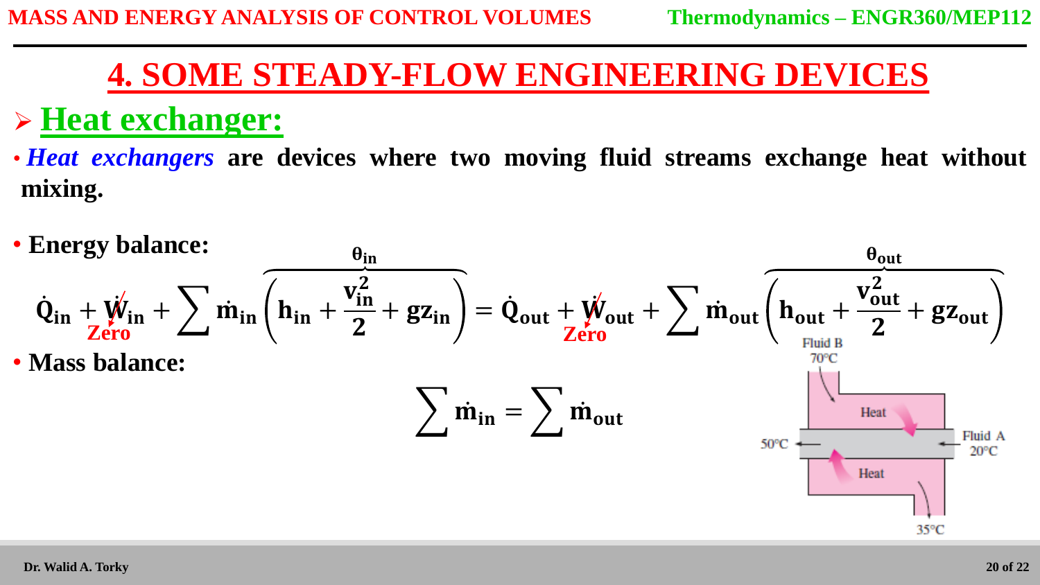# 4. SOME STEADY-FLOW ENGINEERING DEVICES

## ➢ Heat exchanger:

- ***Heat exchangers*** **are devices where two moving fluid streams exchange heat without mixing.**

- **Energy balance:**

$$\dot{Q}_{in} + \underbrace{\dot{W}_{in}}_{Zero} + \sum \dot{m}_{in} \overbrace{\left( h_{in} + \frac{v_{in}^2}{2} + gz_{in} \right)}^{\theta_{in}} = \dot{Q}_{out} + \underbrace{\dot{W}_{out}}_{Zero} + \sum \dot{m}_{out} \overbrace{\left( h_{out} + \frac{v_{out}^2}{2} + gz_{out} \right)}^{\theta_{out}}$$

- **Mass balance:**

$$\sum \dot{m}_{in} = \sum \dot{m}_{out}$$

Fluid B 70°C

Heat

50°C

Fluid A 20°C

Heat

35°C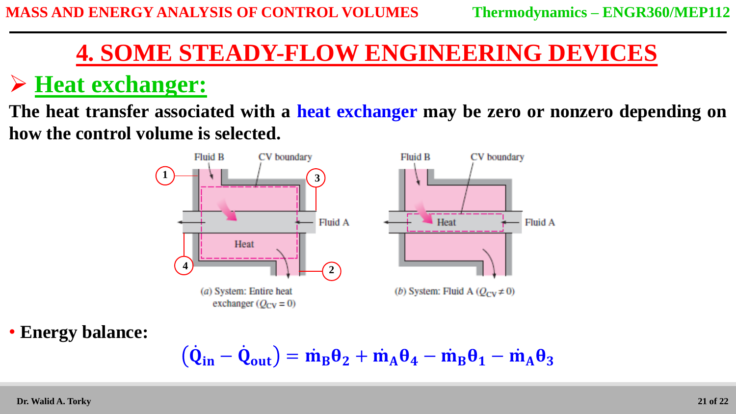# 4. SOME STEADY-FLOW ENGINEERING DEVICES

## ➢ Heat exchanger:

**The heat transfer associated with a heat exchanger may be zero or nonzero depending on how the control volume is selected.**

(*a*) System: Entire heat exchanger ($Q_{CV} = 0$)

(*b*) System: Fluid A ($Q_{CV} \neq 0$)

- **Energy balance:**

$$\left(\dot{Q}_{in} - \dot{Q}_{out}\right) = \dot{m}_B \theta_2 + \dot{m}_A \theta_4 - \dot{m}_B \theta_1 - \dot{m}_A \theta_3$$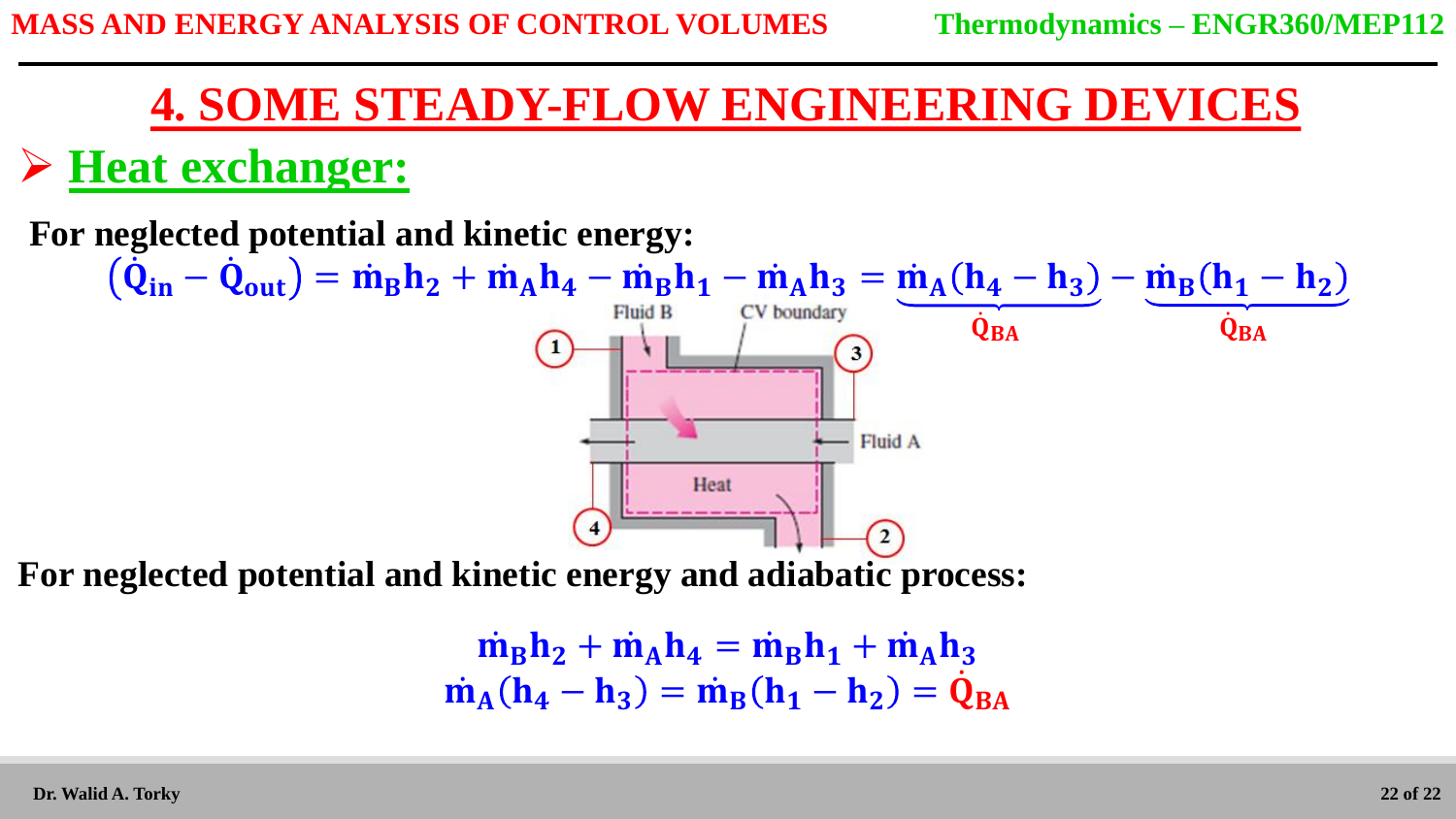# 4. SOME STEADY-FLOW ENGINEERING DEVICES

## ➢ Heat exchanger:

**For neglected potential and kinetic energy:**

$$\left(\dot{Q}_{in} - \dot{Q}_{out}\right) = \dot{m}_B h_2 + \dot{m}_A h_4 - \dot{m}_B h_1 - \dot{m}_A h_3 = \underbrace{\dot{m}_A (h_4 - h_3)}_{\dot{Q}_{BA}} - \underbrace{\dot{m}_B (h_1 - h_2)}_{\dot{Q}_{BA}}$$

Fluid B

CV boundary

1

3

Fluid A

Heat

4

2

**For neglected potential and kinetic energy and adiabatic process:**

$$\dot{m}_B h_2 + \dot{m}_A h_4 = \dot{m}_B h_1 + \dot{m}_A h_3$$

$$\dot{m}_A (h_4 - h_3) = \dot{m}_B (h_1 - h_2) = \dot{Q}_{BA}$$